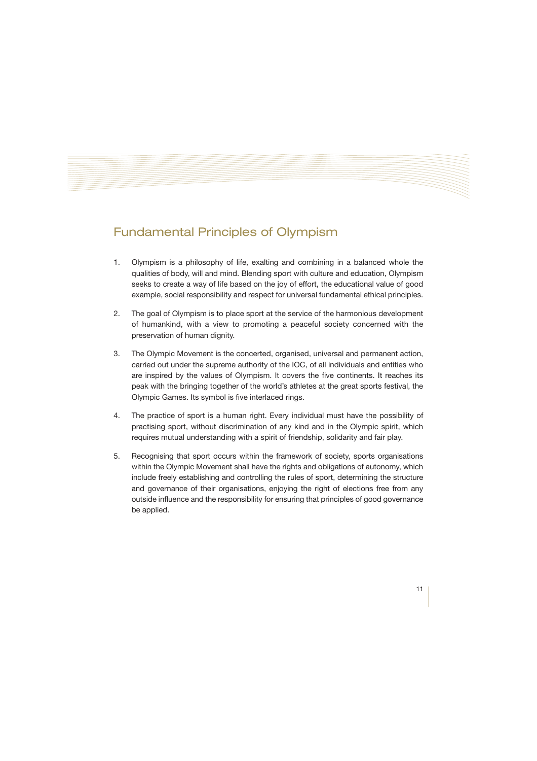## Fundamental Principles of Olympism

1. Olympism is a philosophy of life, exalting and combining in a balanced whole the qualities of body, will and mind. Blending sport with culture and education, Olympism seeks to create a way of life based on the joy of effort, the educational value of good example, social responsibility and respect for universal fundamental ethical principles.

2. The goal of Olympism is to place sport at the service of the harmonious development of humankind, with a view to promoting a peaceful society concerned with the preservation of human dignity.

3. The Olympic Movement is the concerted, organised, universal and permanent action, carried out under the supreme authority of the IOC, of all individuals and entities who are inspired by the values of Olympism. It covers the five continents. It reaches its peak with the bringing together of the world's athletes at the great sports festival, the Olympic Games. Its symbol is five interlaced rings.

4. The practice of sport is a human right. Every individual must have the possibility of practising sport, without discrimination of any kind and in the Olympic spirit, which requires mutual understanding with a spirit of friendship, solidarity and fair play.

5. Recognising that sport occurs within the framework of society, sports organisations within the Olympic Movement shall have the rights and obligations of autonomy, which include freely establishing and controlling the rules of sport, determining the structure and governance of their organisations, enjoying the right of elections free from any outside influence and the responsibility for ensuring that principles of good governance be applied.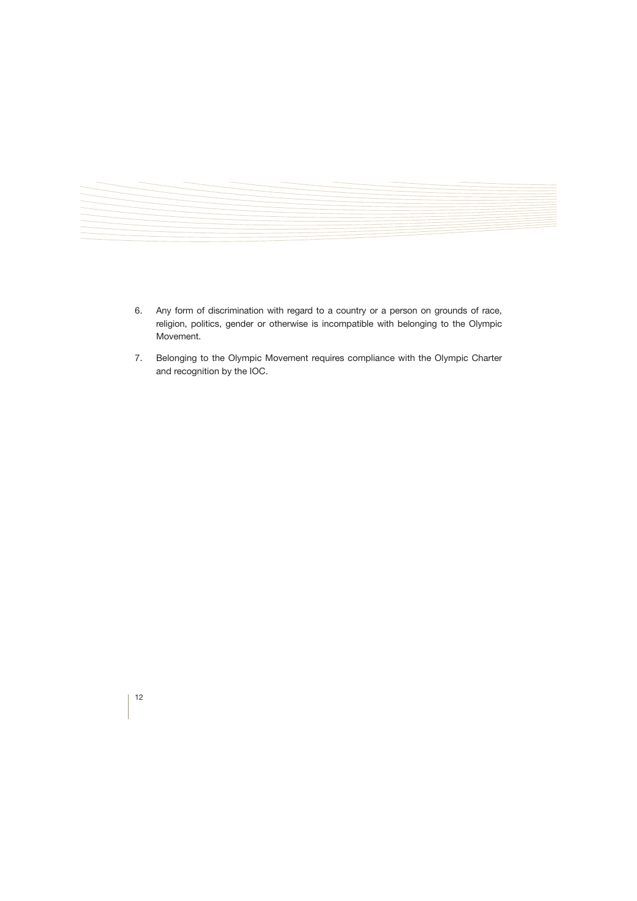6. Any form of discrimination with regard to a country or a person on grounds of race, religion, politics, gender or otherwise is incompatible with belonging to the Olympic Movement.

7. Belonging to the Olympic Movement requires compliance with the Olympic Charter and recognition by the IOC.